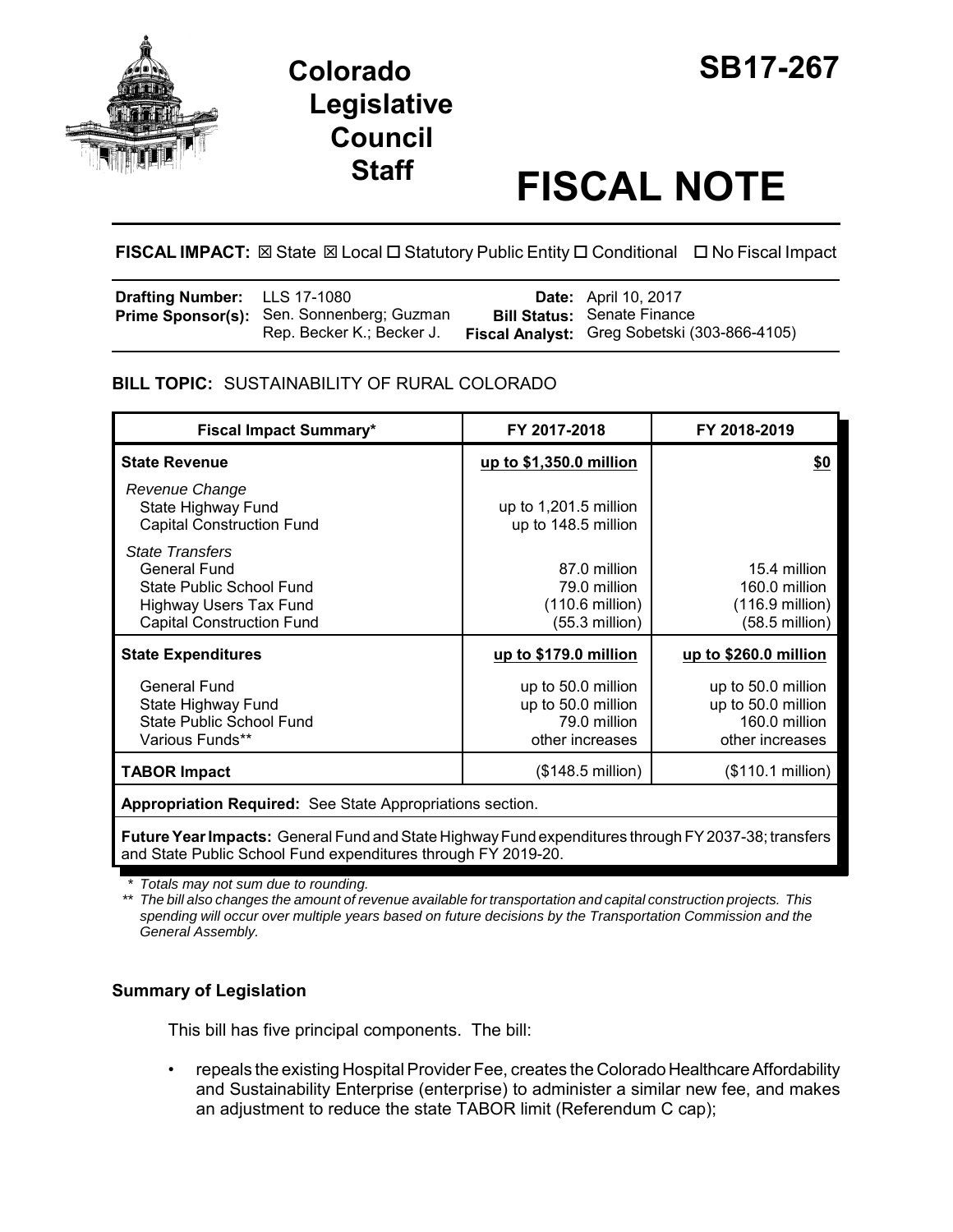# Colorado Legislative Council Staff

# SB17-267

# FISCAL NOTE

**FISCAL IMPACT:** ☒ State ☒ Local ☐ Statutory Public Entity ☐ Conditional ☐ No Fiscal Impact

| | | | |
|---|---|---|---|
| **Drafting Number:** | LLS 17-1080 | **Date:** | April 10, 2017 |
| **Prime Sponsor(s):** | Sen. Sonnenberg; Guzman<br>Rep. Becker K.; Becker J. | **Bill Status:** | Senate Finance |
| | | **Fiscal Analyst:** | Greg Sobetski (303-866-4105) |

## BILL TOPIC: SUSTAINABILITY OF RURAL COLORADO

| Fiscal Impact Summary* | FY 2017-2018 | FY 2018-2019 |
|---|---|---|
| **State Revenue** | **up to $1,350.0 million** | **$0** |
| *Revenue Change* | | |
| State Highway Fund | up to 1,201.5 million | |
| Capital Construction Fund | up to 148.5 million | |
| *State Transfers* | | |
| General Fund | 87.0 million | 15.4 million |
| State Public School Fund | 79.0 million | 160.0 million |
| Highway Users Tax Fund | (110.6 million) | (116.9 million) |
| Capital Construction Fund | (55.3 million) | (58.5 million) |
| **State Expenditures** | **up to $179.0 million** | **up to $260.0 million** |
| General Fund | up to 50.0 million | up to 50.0 million |
| State Highway Fund | up to 50.0 million | up to 50.0 million |
| State Public School Fund | 79.0 million | 160.0 million |
| Various Funds** | other increases | other increases |
| **TABOR Impact** | ($148.5 million) | ($110.1 million) |
| **Appropriation Required:** See State Appropriations section. | | |
| **Future Year Impacts:** General Fund and State Highway Fund expenditures through FY 2037-38; transfers and State Public School Fund expenditures through FY 2019-20. | | |

*\* Totals may not sum due to rounding.*

*\*\* The bill also changes the amount of revenue available for transportation and capital construction projects. This spending will occur over multiple years based on future decisions by the Transportation Commission and the General Assembly.*

### Summary of Legislation

This bill has five principal components. The bill:

- repeals the existing Hospital Provider Fee, creates the Colorado Healthcare Affordability and Sustainability Enterprise (enterprise) to administer a similar new fee, and makes an adjustment to reduce the state TABOR limit (Referendum C cap);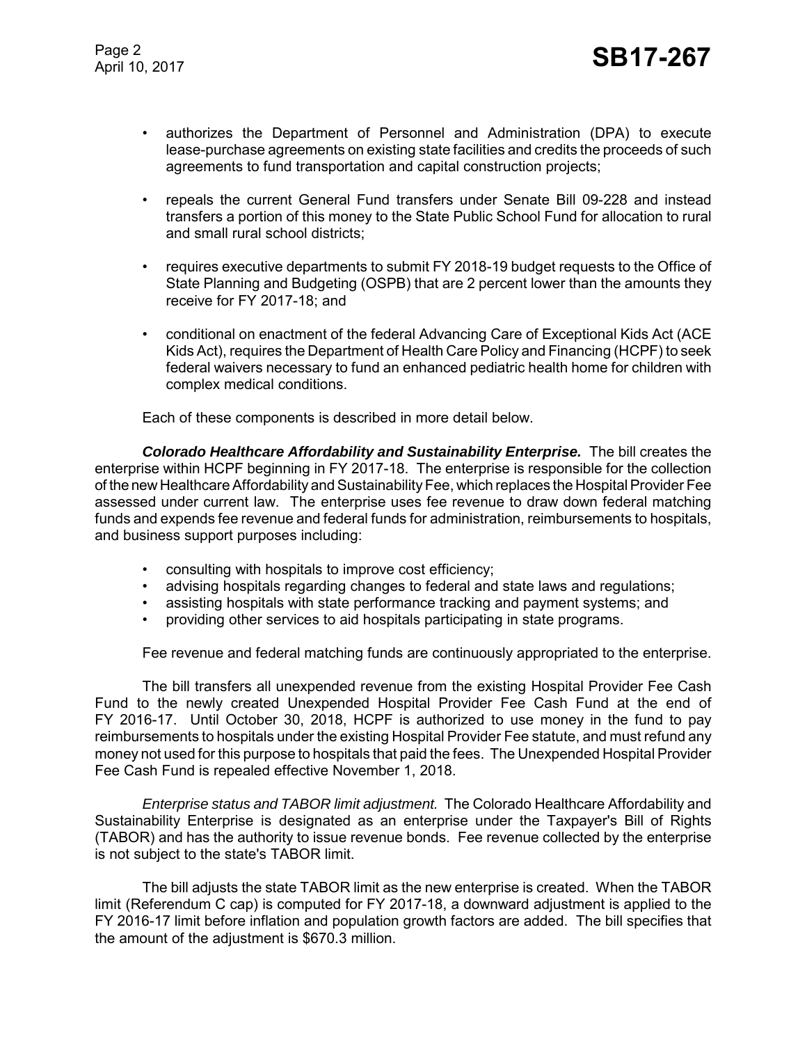- authorizes the Department of Personnel and Administration (DPA) to execute lease-purchase agreements on existing state facilities and credits the proceeds of such agreements to fund transportation and capital construction projects;
- repeals the current General Fund transfers under Senate Bill 09-228 and instead transfers a portion of this money to the State Public School Fund for allocation to rural and small rural school districts;
- requires executive departments to submit FY 2018-19 budget requests to the Office of State Planning and Budgeting (OSPB) that are 2 percent lower than the amounts they receive for FY 2017-18; and
- conditional on enactment of the federal Advancing Care of Exceptional Kids Act (ACE Kids Act), requires the Department of Health Care Policy and Financing (HCPF) to seek federal waivers necessary to fund an enhanced pediatric health home for children with complex medical conditions.

Each of these components is described in more detail below.

***Colorado Healthcare Affordability and Sustainability Enterprise.*** The bill creates the enterprise within HCPF beginning in FY 2017-18. The enterprise is responsible for the collection of the new Healthcare Affordability and Sustainability Fee, which replaces the Hospital Provider Fee assessed under current law. The enterprise uses fee revenue to draw down federal matching funds and expends fee revenue and federal funds for administration, reimbursements to hospitals, and business support purposes including:

- consulting with hospitals to improve cost efficiency;
- advising hospitals regarding changes to federal and state laws and regulations;
- assisting hospitals with state performance tracking and payment systems; and
- providing other services to aid hospitals participating in state programs.

Fee revenue and federal matching funds are continuously appropriated to the enterprise.

The bill transfers all unexpended revenue from the existing Hospital Provider Fee Cash Fund to the newly created Unexpended Hospital Provider Fee Cash Fund at the end of FY 2016-17. Until October 30, 2018, HCPF is authorized to use money in the fund to pay reimbursements to hospitals under the existing Hospital Provider Fee statute, and must refund any money not used for this purpose to hospitals that paid the fees. The Unexpended Hospital Provider Fee Cash Fund is repealed effective November 1, 2018.

*Enterprise status and TABOR limit adjustment.* The Colorado Healthcare Affordability and Sustainability Enterprise is designated as an enterprise under the Taxpayer's Bill of Rights (TABOR) and has the authority to issue revenue bonds. Fee revenue collected by the enterprise is not subject to the state's TABOR limit.

The bill adjusts the state TABOR limit as the new enterprise is created. When the TABOR limit (Referendum C cap) is computed for FY 2017-18, a downward adjustment is applied to the FY 2016-17 limit before inflation and population growth factors are added. The bill specifies that the amount of the adjustment is $670.3 million.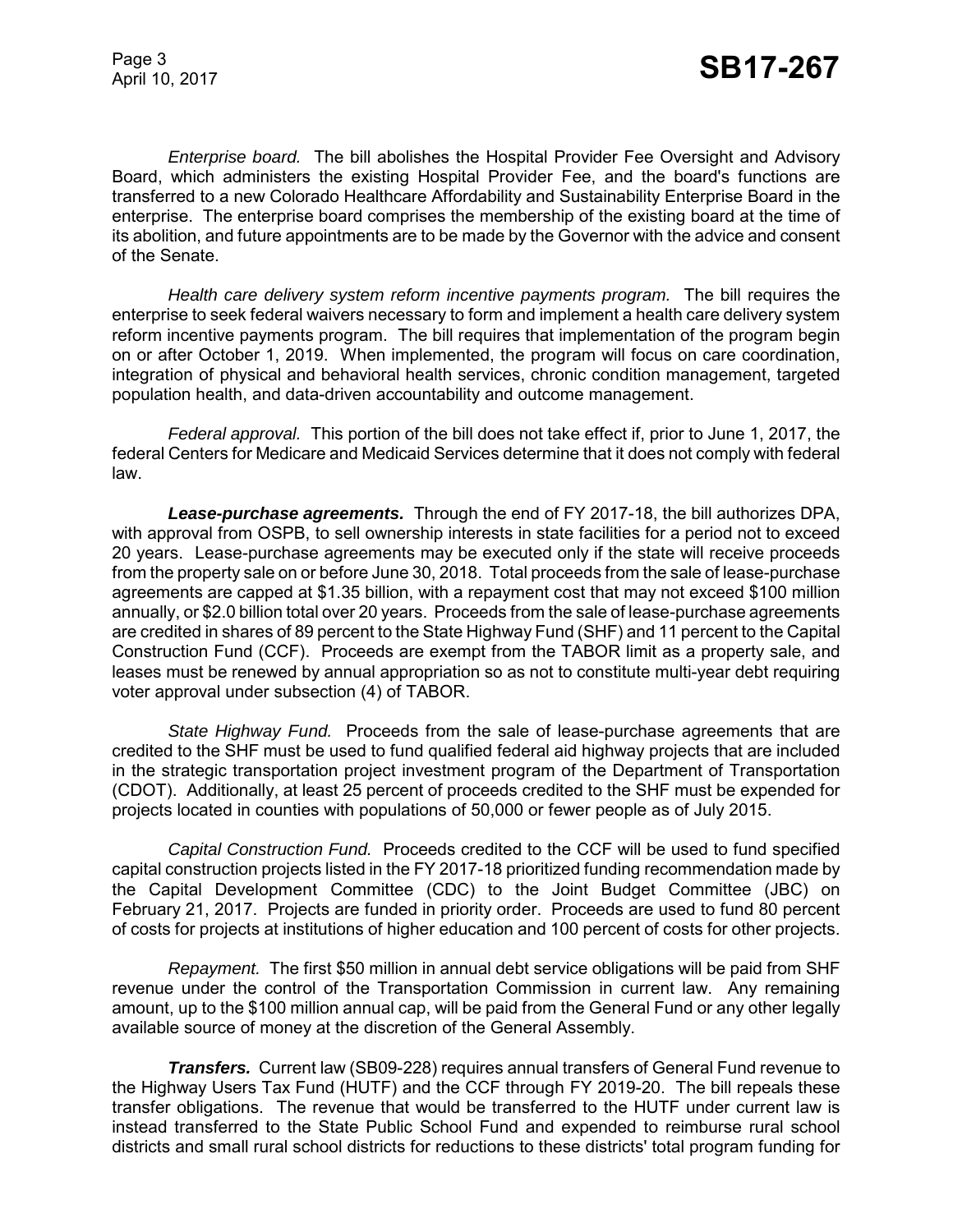*Enterprise board.* The bill abolishes the Hospital Provider Fee Oversight and Advisory Board, which administers the existing Hospital Provider Fee, and the board's functions are transferred to a new Colorado Healthcare Affordability and Sustainability Enterprise Board in the enterprise. The enterprise board comprises the membership of the existing board at the time of its abolition, and future appointments are to be made by the Governor with the advice and consent of the Senate.

*Health care delivery system reform incentive payments program.* The bill requires the enterprise to seek federal waivers necessary to form and implement a health care delivery system reform incentive payments program. The bill requires that implementation of the program begin on or after October 1, 2019. When implemented, the program will focus on care coordination, integration of physical and behavioral health services, chronic condition management, targeted population health, and data-driven accountability and outcome management.

*Federal approval.* This portion of the bill does not take effect if, prior to June 1, 2017, the federal Centers for Medicare and Medicaid Services determine that it does not comply with federal law.

***Lease-purchase agreements.*** Through the end of FY 2017-18, the bill authorizes DPA, with approval from OSPB, to sell ownership interests in state facilities for a period not to exceed 20 years. Lease-purchase agreements may be executed only if the state will receive proceeds from the property sale on or before June 30, 2018. Total proceeds from the sale of lease-purchase agreements are capped at $1.35 billion, with a repayment cost that may not exceed $100 million annually, or $2.0 billion total over 20 years. Proceeds from the sale of lease-purchase agreements are credited in shares of 89 percent to the State Highway Fund (SHF) and 11 percent to the Capital Construction Fund (CCF). Proceeds are exempt from the TABOR limit as a property sale, and leases must be renewed by annual appropriation so as not to constitute multi-year debt requiring voter approval under subsection (4) of TABOR.

*State Highway Fund.* Proceeds from the sale of lease-purchase agreements that are credited to the SHF must be used to fund qualified federal aid highway projects that are included in the strategic transportation project investment program of the Department of Transportation (CDOT). Additionally, at least 25 percent of proceeds credited to the SHF must be expended for projects located in counties with populations of 50,000 or fewer people as of July 2015.

*Capital Construction Fund.* Proceeds credited to the CCF will be used to fund specified capital construction projects listed in the FY 2017-18 prioritized funding recommendation made by the Capital Development Committee (CDC) to the Joint Budget Committee (JBC) on February 21, 2017. Projects are funded in priority order. Proceeds are used to fund 80 percent of costs for projects at institutions of higher education and 100 percent of costs for other projects.

*Repayment.* The first $50 million in annual debt service obligations will be paid from SHF revenue under the control of the Transportation Commission in current law. Any remaining amount, up to the $100 million annual cap, will be paid from the General Fund or any other legally available source of money at the discretion of the General Assembly.

***Transfers.*** Current law (SB09-228) requires annual transfers of General Fund revenue to the Highway Users Tax Fund (HUTF) and the CCF through FY 2019-20. The bill repeals these transfer obligations. The revenue that would be transferred to the HUTF under current law is instead transferred to the State Public School Fund and expended to reimburse rural school districts and small rural school districts for reductions to these districts' total program funding for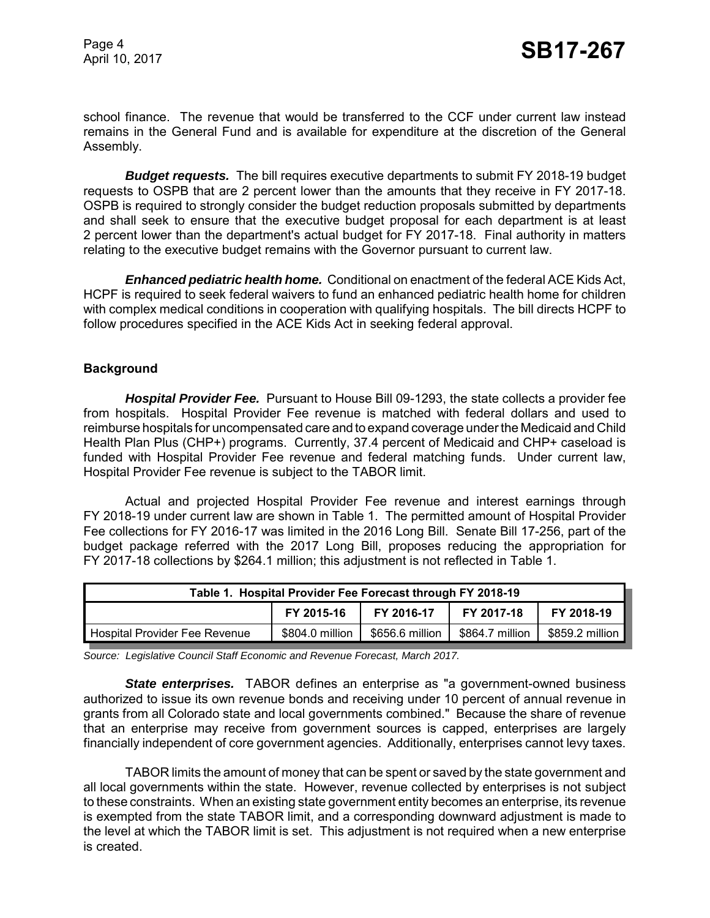school finance. The revenue that would be transferred to the CCF under current law instead remains in the General Fund and is available for expenditure at the discretion of the General Assembly.

***Budget requests.*** The bill requires executive departments to submit FY 2018-19 budget requests to OSPB that are 2 percent lower than the amounts that they receive in FY 2017-18. OSPB is required to strongly consider the budget reduction proposals submitted by departments and shall seek to ensure that the executive budget proposal for each department is at least 2 percent lower than the department's actual budget for FY 2017-18. Final authority in matters relating to the executive budget remains with the Governor pursuant to current law.

***Enhanced pediatric health home.*** Conditional on enactment of the federal ACE Kids Act, HCPF is required to seek federal waivers to fund an enhanced pediatric health home for children with complex medical conditions in cooperation with qualifying hospitals. The bill directs HCPF to follow procedures specified in the ACE Kids Act in seeking federal approval.

**Background**

***Hospital Provider Fee.*** Pursuant to House Bill 09-1293, the state collects a provider fee from hospitals. Hospital Provider Fee revenue is matched with federal dollars and used to reimburse hospitals for uncompensated care and to expand coverage under the Medicaid and Child Health Plan Plus (CHP+) programs. Currently, 37.4 percent of Medicaid and CHP+ caseload is funded with Hospital Provider Fee revenue and federal matching funds. Under current law, Hospital Provider Fee revenue is subject to the TABOR limit.

Actual and projected Hospital Provider Fee revenue and interest earnings through FY 2018-19 under current law are shown in Table 1. The permitted amount of Hospital Provider Fee collections for FY 2016-17 was limited in the 2016 Long Bill. Senate Bill 17-256, part of the budget package referred with the 2017 Long Bill, proposes reducing the appropriation for FY 2017-18 collections by $264.1 million; this adjustment is not reflected in Table 1.

**Table 1. Hospital Provider Fee Forecast through FY 2018-19**

| | FY 2015-16 | FY 2016-17 | FY 2017-18 | FY 2018-19 |
|---|---|---|---|---|
| Hospital Provider Fee Revenue | $804.0 million | $656.6 million | $864.7 million | $859.2 million |

*Source: Legislative Council Staff Economic and Revenue Forecast, March 2017.*

***State enterprises.*** TABOR defines an enterprise as "a government-owned business authorized to issue its own revenue bonds and receiving under 10 percent of annual revenue in grants from all Colorado state and local governments combined." Because the share of revenue that an enterprise may receive from government sources is capped, enterprises are largely financially independent of core government agencies. Additionally, enterprises cannot levy taxes.

TABOR limits the amount of money that can be spent or saved by the state government and all local governments within the state. However, revenue collected by enterprises is not subject to these constraints. When an existing state government entity becomes an enterprise, its revenue is exempted from the state TABOR limit, and a corresponding downward adjustment is made to the level at which the TABOR limit is set. This adjustment is not required when a new enterprise is created.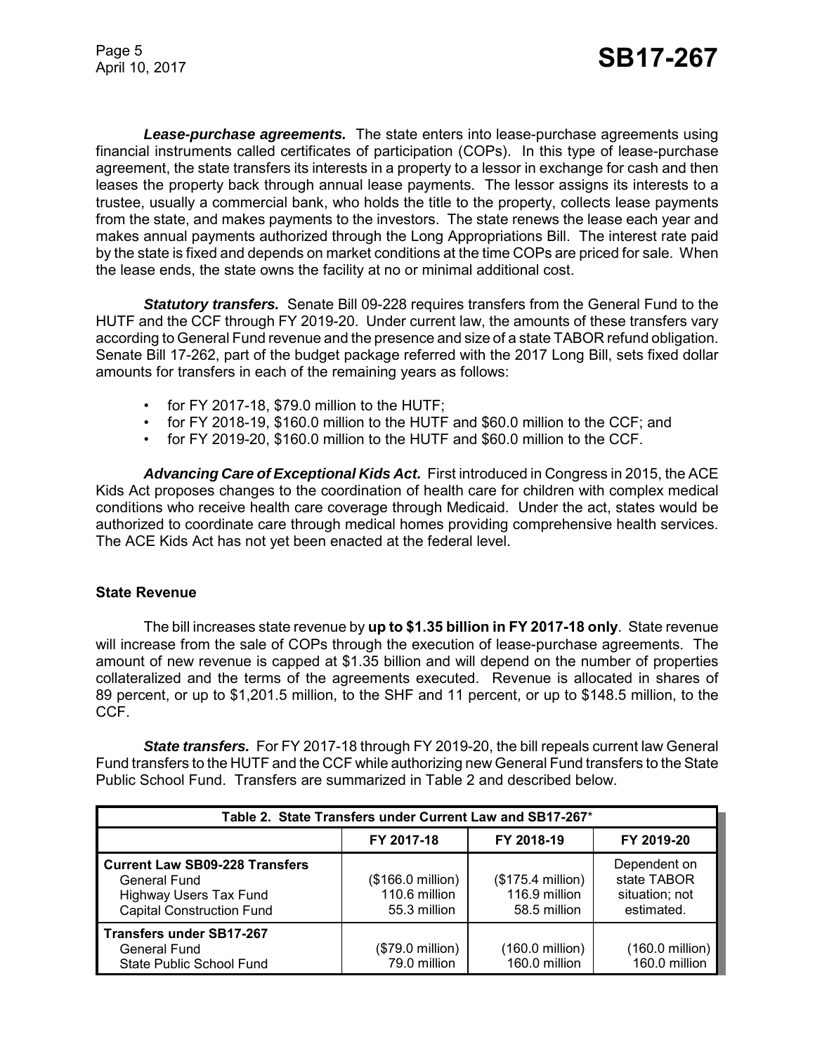***Lease-purchase agreements.*** The state enters into lease-purchase agreements using financial instruments called certificates of participation (COPs). In this type of lease-purchase agreement, the state transfers its interests in a property to a lessor in exchange for cash and then leases the property back through annual lease payments. The lessor assigns its interests to a trustee, usually a commercial bank, who holds the title to the property, collects lease payments from the state, and makes payments to the investors. The state renews the lease each year and makes annual payments authorized through the Long Appropriations Bill. The interest rate paid by the state is fixed and depends on market conditions at the time COPs are priced for sale. When the lease ends, the state owns the facility at no or minimal additional cost.

***Statutory transfers.*** Senate Bill 09-228 requires transfers from the General Fund to the HUTF and the CCF through FY 2019-20. Under current law, the amounts of these transfers vary according to General Fund revenue and the presence and size of a state TABOR refund obligation. Senate Bill 17-262, part of the budget package referred with the 2017 Long Bill, sets fixed dollar amounts for transfers in each of the remaining years as follows:

- for FY 2017-18, $79.0 million to the HUTF;
- for FY 2018-19, $160.0 million to the HUTF and $60.0 million to the CCF; and
- for FY 2019-20, $160.0 million to the HUTF and $60.0 million to the CCF.

***Advancing Care of Exceptional Kids Act.*** First introduced in Congress in 2015, the ACE Kids Act proposes changes to the coordination of health care for children with complex medical conditions who receive health care coverage through Medicaid. Under the act, states would be authorized to coordinate care through medical homes providing comprehensive health services. The ACE Kids Act has not yet been enacted at the federal level.

**State Revenue**

The bill increases state revenue by **up to $1.35 billion in FY 2017-18 only**. State revenue will increase from the sale of COPs through the execution of lease-purchase agreements. The amount of new revenue is capped at $1.35 billion and will depend on the number of properties collateralized and the terms of the agreements executed. Revenue is allocated in shares of 89 percent, or up to $1,201.5 million, to the SHF and 11 percent, or up to $148.5 million, to the CCF.

***State transfers.*** For FY 2017-18 through FY 2019-20, the bill repeals current law General Fund transfers to the HUTF and the CCF while authorizing new General Fund transfers to the State Public School Fund. Transfers are summarized in Table 2 and described below.

| Table 2. State Transfers under Current Law and SB17-267* | | | |
|---|---|---|---|
| | FY 2017-18 | FY 2018-19 | FY 2019-20 |
| **Current Law SB09-228 Transfers** | | | |
| General Fund | ($166.0 million) | ($175.4 million) | Dependent on state TABOR situation; not estimated. |
| Highway Users Tax Fund | 110.6 million | 116.9 million | |
| Capital Construction Fund | 55.3 million | 58.5 million | |
| **Transfers under SB17-267** | | | |
| General Fund | ($79.0 million) | (160.0 million) | (160.0 million) |
| State Public School Fund | 79.0 million | 160.0 million | 160.0 million |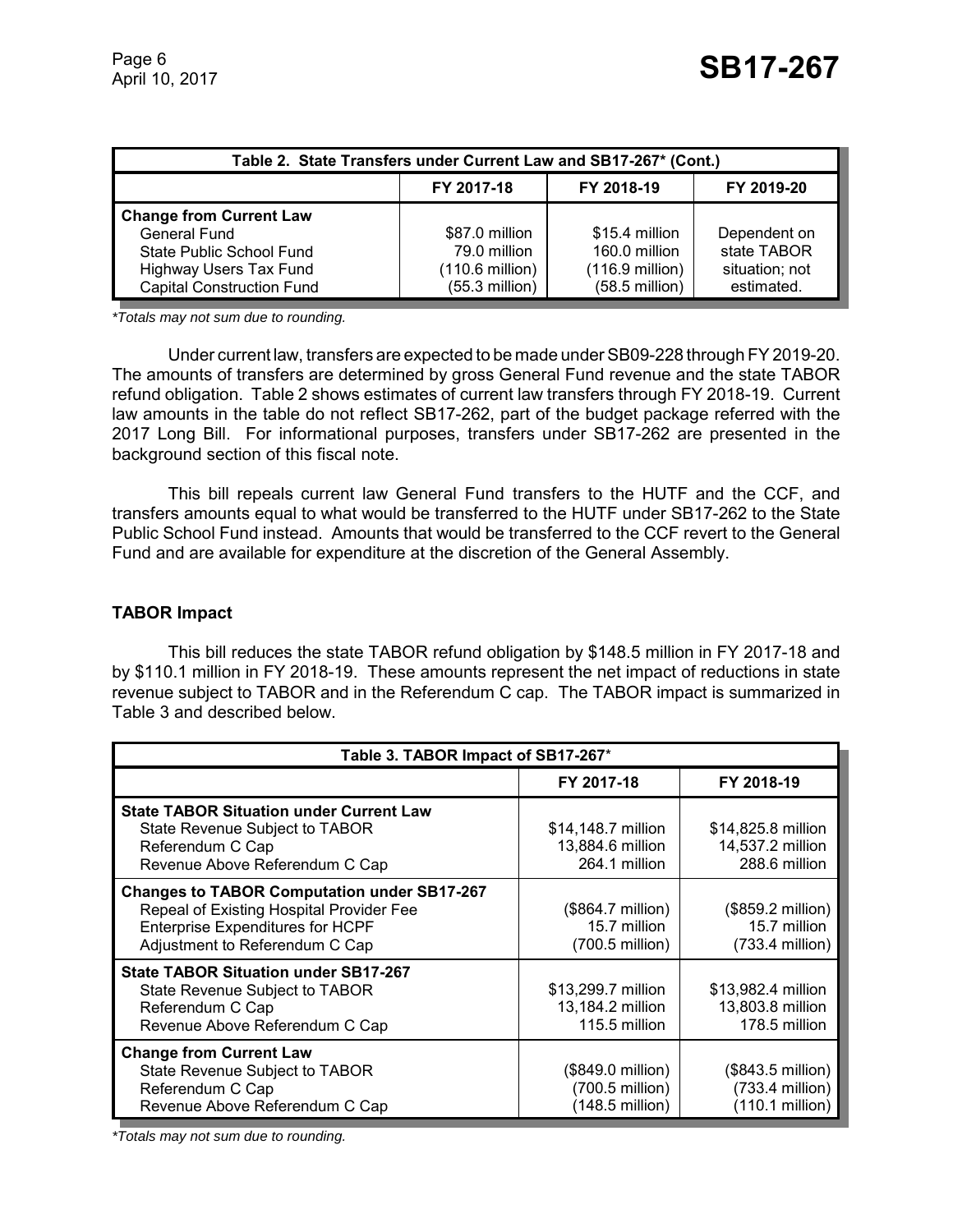| Table 2. State Transfers under Current Law and SB17-267* (Cont.) | | | |
|---|---|---|---|
| | FY 2017-18 | FY 2018-19 | FY 2019-20 |
| **Change from Current Law** | | | |
| General Fund | $87.0 million | $15.4 million | Dependent on state TABOR situation; not estimated. |
| State Public School Fund | 79.0 million | 160.0 million | |
| Highway Users Tax Fund | (110.6 million) | (116.9 million) | |
| Capital Construction Fund | (55.3 million) | (58.5 million) | |

*Totals may not sum due to rounding.*

Under current law, transfers are expected to be made under SB09-228 through FY 2019-20. The amounts of transfers are determined by gross General Fund revenue and the state TABOR refund obligation. Table 2 shows estimates of current law transfers through FY 2018-19. Current law amounts in the table do not reflect SB17-262, part of the budget package referred with the 2017 Long Bill. For informational purposes, transfers under SB17-262 are presented in the background section of this fiscal note.

This bill repeals current law General Fund transfers to the HUTF and the CCF, and transfers amounts equal to what would be transferred to the HUTF under SB17-262 to the State Public School Fund instead. Amounts that would be transferred to the CCF revert to the General Fund and are available for expenditure at the discretion of the General Assembly.

## TABOR Impact

This bill reduces the state TABOR refund obligation by $148.5 million in FY 2017-18 and by $110.1 million in FY 2018-19. These amounts represent the net impact of reductions in state revenue subject to TABOR and in the Referendum C cap. The TABOR impact is summarized in Table 3 and described below.

| Table 3. TABOR Impact of SB17-267* | | |
|---|---|---|
| | FY 2017-18 | FY 2018-19 |
| **State TABOR Situation under Current Law** | | |
| State Revenue Subject to TABOR | $14,148.7 million | $14,825.8 million |
| Referendum C Cap | 13,884.6 million | 14,537.2 million |
| Revenue Above Referendum C Cap | 264.1 million | 288.6 million |
| **Changes to TABOR Computation under SB17-267** | | |
| Repeal of Existing Hospital Provider Fee | ($864.7 million) | ($859.2 million) |
| Enterprise Expenditures for HCPF | 15.7 million | 15.7 million |
| Adjustment to Referendum C Cap | (700.5 million) | (733.4 million) |
| **State TABOR Situation under SB17-267** | | |
| State Revenue Subject to TABOR | $13,299.7 million | $13,982.4 million |
| Referendum C Cap | 13,184.2 million | 13,803.8 million |
| Revenue Above Referendum C Cap | 115.5 million | 178.5 million |
| **Change from Current Law** | | |
| State Revenue Subject to TABOR | ($849.0 million) | ($843.5 million) |
| Referendum C Cap | (700.5 million) | (733.4 million) |
| Revenue Above Referendum C Cap | (148.5 million) | (110.1 million) |

*Totals may not sum due to rounding.*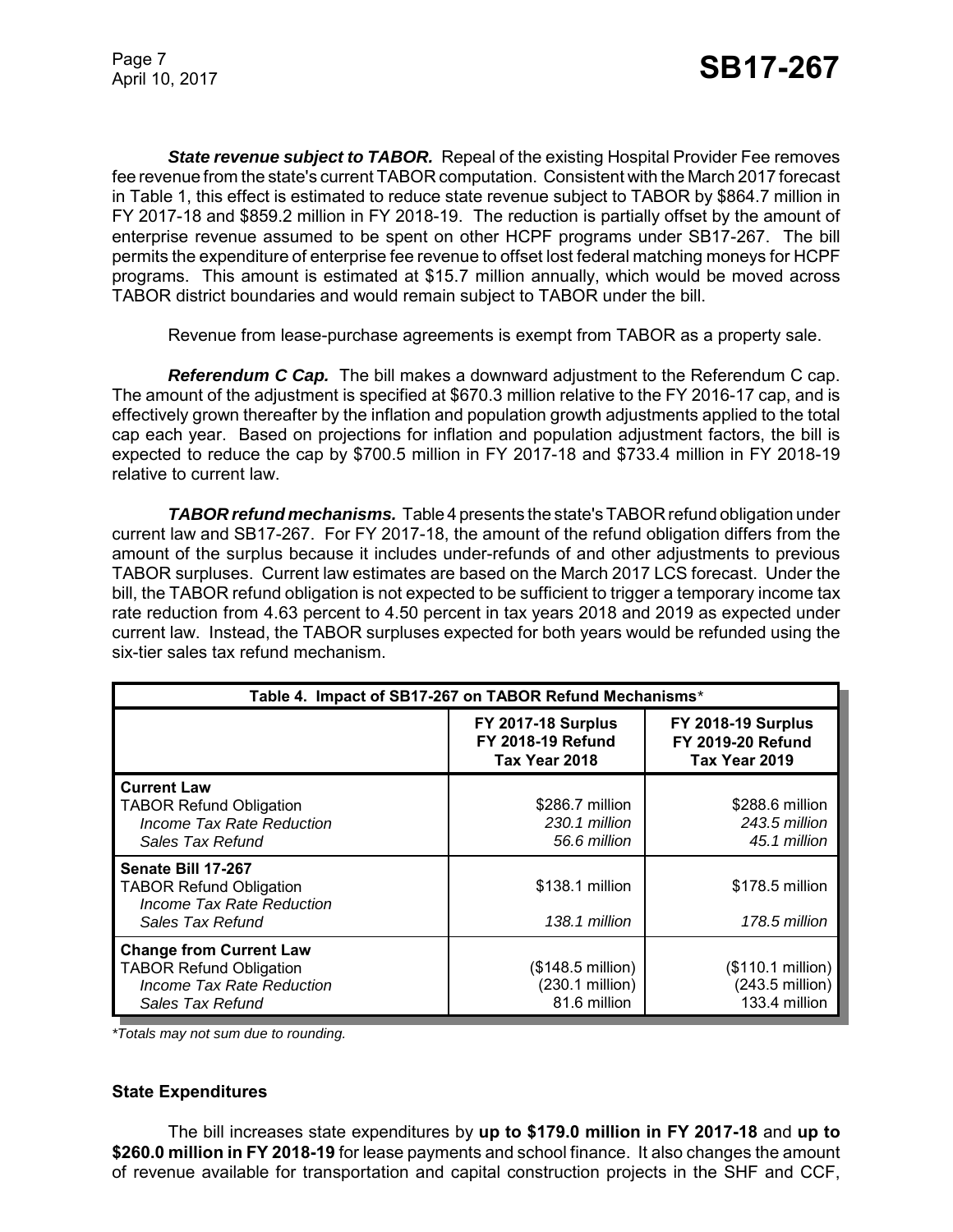***State revenue subject to TABOR.*** Repeal of the existing Hospital Provider Fee removes fee revenue from the state's current TABOR computation. Consistent with the March 2017 forecast in Table 1, this effect is estimated to reduce state revenue subject to TABOR by $864.7 million in FY 2017-18 and $859.2 million in FY 2018-19. The reduction is partially offset by the amount of enterprise revenue assumed to be spent on other HCPF programs under SB17-267. The bill permits the expenditure of enterprise fee revenue to offset lost federal matching moneys for HCPF programs. This amount is estimated at $15.7 million annually, which would be moved across TABOR district boundaries and would remain subject to TABOR under the bill.

Revenue from lease-purchase agreements is exempt from TABOR as a property sale.

***Referendum C Cap.*** The bill makes a downward adjustment to the Referendum C cap. The amount of the adjustment is specified at $670.3 million relative to the FY 2016-17 cap, and is effectively grown thereafter by the inflation and population growth adjustments applied to the total cap each year. Based on projections for inflation and population adjustment factors, the bill is expected to reduce the cap by $700.5 million in FY 2017-18 and $733.4 million in FY 2018-19 relative to current law.

***TABOR refund mechanisms.*** Table 4 presents the state's TABOR refund obligation under current law and SB17-267. For FY 2017-18, the amount of the refund obligation differs from the amount of the surplus because it includes under-refunds of and other adjustments to previous TABOR surpluses. Current law estimates are based on the March 2017 LCS forecast. Under the bill, the TABOR refund obligation is not expected to be sufficient to trigger a temporary income tax rate reduction from 4.63 percent to 4.50 percent in tax years 2018 and 2019 as expected under current law. Instead, the TABOR surpluses expected for both years would be refunded using the six-tier sales tax refund mechanism.

**Table 4. Impact of SB17-267 on TABOR Refund Mechanisms***

| | **FY 2017-18 Surplus FY 2018-19 Refund Tax Year 2018** | **FY 2018-19 Surplus FY 2019-20 Refund Tax Year 2019** |
|---|---|---|
| **Current Law** | | |
| TABOR Refund Obligation | $286.7 million | $288.6 million |
| *Income Tax Rate Reduction* | *230.1 million* | *243.5 million* |
| *Sales Tax Refund* | *56.6 million* | *45.1 million* |
| **Senate Bill 17-267** | | |
| TABOR Refund Obligation | $138.1 million | $178.5 million |
| *Income Tax Rate Reduction* | | |
| *Sales Tax Refund* | *138.1 million* | *178.5 million* |
| **Change from Current Law** | | |
| TABOR Refund Obligation | ($148.5 million) | ($110.1 million) |
| *Income Tax Rate Reduction* | (230.1 million) | (243.5 million) |
| *Sales Tax Refund* | 81.6 million | 133.4 million |

**Totals may not sum due to rounding.*

### State Expenditures

The bill increases state expenditures by **up to $179.0 million in FY 2017-18** and **up to $260.0 million in FY 2018-19** for lease payments and school finance. It also changes the amount of revenue available for transportation and capital construction projects in the SHF and CCF,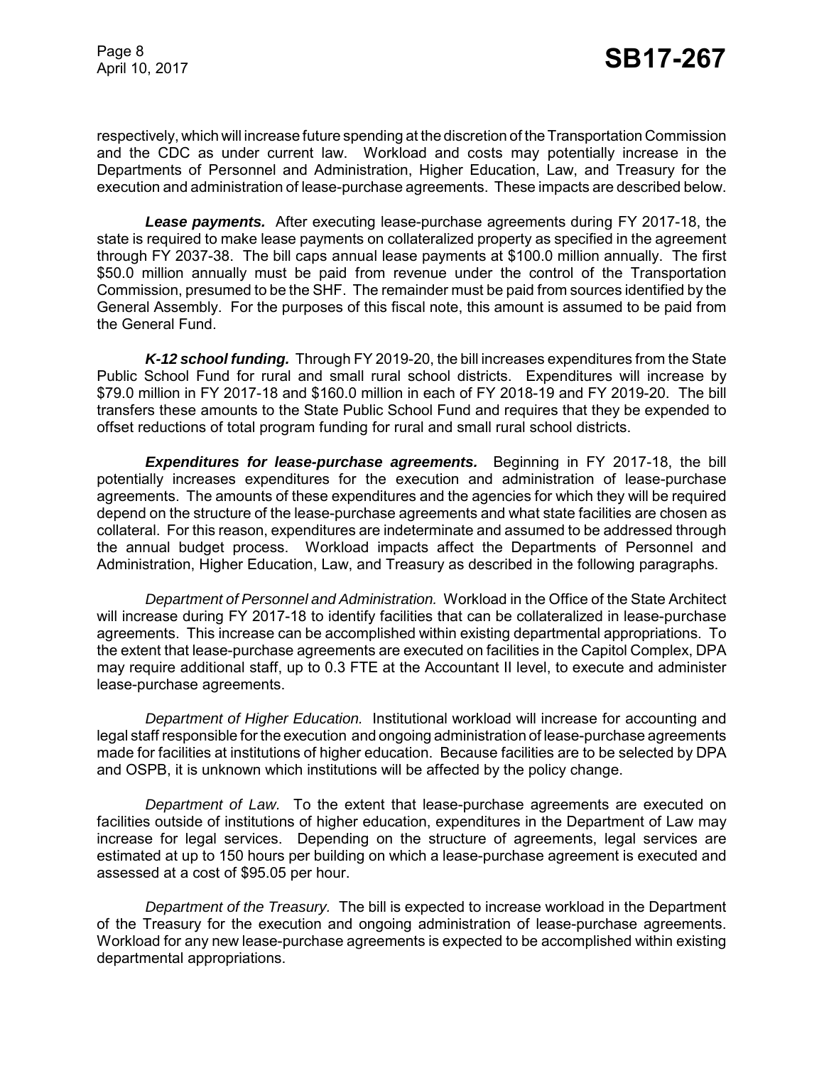respectively, which will increase future spending at the discretion of the Transportation Commission and the CDC as under current law. Workload and costs may potentially increase in the Departments of Personnel and Administration, Higher Education, Law, and Treasury for the execution and administration of lease-purchase agreements. These impacts are described below.

***Lease payments.*** After executing lease-purchase agreements during FY 2017-18, the state is required to make lease payments on collateralized property as specified in the agreement through FY 2037-38. The bill caps annual lease payments at $100.0 million annually. The first $50.0 million annually must be paid from revenue under the control of the Transportation Commission, presumed to be the SHF. The remainder must be paid from sources identified by the General Assembly. For the purposes of this fiscal note, this amount is assumed to be paid from the General Fund.

***K-12 school funding.*** Through FY 2019-20, the bill increases expenditures from the State Public School Fund for rural and small rural school districts. Expenditures will increase by $79.0 million in FY 2017-18 and $160.0 million in each of FY 2018-19 and FY 2019-20. The bill transfers these amounts to the State Public School Fund and requires that they be expended to offset reductions of total program funding for rural and small rural school districts.

***Expenditures for lease-purchase agreements.*** Beginning in FY 2017-18, the bill potentially increases expenditures for the execution and administration of lease-purchase agreements. The amounts of these expenditures and the agencies for which they will be required depend on the structure of the lease-purchase agreements and what state facilities are chosen as collateral. For this reason, expenditures are indeterminate and assumed to be addressed through the annual budget process. Workload impacts affect the Departments of Personnel and Administration, Higher Education, Law, and Treasury as described in the following paragraphs.

*Department of Personnel and Administration.* Workload in the Office of the State Architect will increase during FY 2017-18 to identify facilities that can be collateralized in lease-purchase agreements. This increase can be accomplished within existing departmental appropriations. To the extent that lease-purchase agreements are executed on facilities in the Capitol Complex, DPA may require additional staff, up to 0.3 FTE at the Accountant II level, to execute and administer lease-purchase agreements.

*Department of Higher Education.* Institutional workload will increase for accounting and legal staff responsible for the execution and ongoing administration of lease-purchase agreements made for facilities at institutions of higher education. Because facilities are to be selected by DPA and OSPB, it is unknown which institutions will be affected by the policy change.

*Department of Law.* To the extent that lease-purchase agreements are executed on facilities outside of institutions of higher education, expenditures in the Department of Law may increase for legal services. Depending on the structure of agreements, legal services are estimated at up to 150 hours per building on which a lease-purchase agreement is executed and assessed at a cost of $95.05 per hour.

*Department of the Treasury.* The bill is expected to increase workload in the Department of the Treasury for the execution and ongoing administration of lease-purchase agreements. Workload for any new lease-purchase agreements is expected to be accomplished within existing departmental appropriations.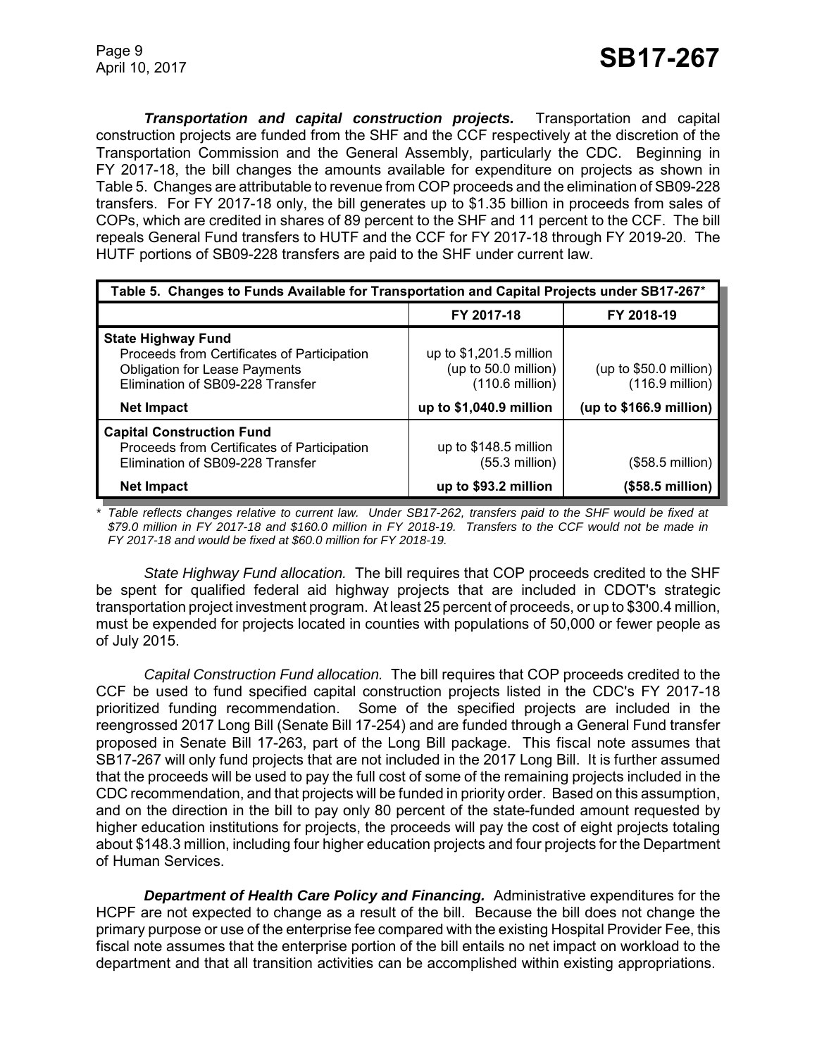***Transportation and capital construction projects.*** Transportation and capital construction projects are funded from the SHF and the CCF respectively at the discretion of the Transportation Commission and the General Assembly, particularly the CDC. Beginning in FY 2017-18, the bill changes the amounts available for expenditure on projects as shown in Table 5. Changes are attributable to revenue from COP proceeds and the elimination of SB09-228 transfers. For FY 2017-18 only, the bill generates up to $1.35 billion in proceeds from sales of COPs, which are credited in shares of 89 percent to the SHF and 11 percent to the CCF. The bill repeals General Fund transfers to HUTF and the CCF for FY 2017-18 through FY 2019-20. The HUTF portions of SB09-228 transfers are paid to the SHF under current law.

**Table 5. Changes to Funds Available for Transportation and Capital Projects under SB17-267***

| | FY 2017-18 | FY 2018-19 |
|---|---|---|
| **State Highway Fund** | | |
| Proceeds from Certificates of Participation | up to $1,201.5 million | |
| Obligation for Lease Payments | (up to 50.0 million) | (up to $50.0 million) |
| Elimination of SB09-228 Transfer | (110.6 million) | (116.9 million) |
| **Net Impact** | **up to $1,040.9 million** | **(up to $166.9 million)** |
| **Capital Construction Fund** | | |
| Proceeds from Certificates of Participation | up to $148.5 million | |
| Elimination of SB09-228 Transfer | (55.3 million) | ($58.5 million) |
| **Net Impact** | **up to $93.2 million** | **($58.5 million)** |

*\* Table reflects changes relative to current law. Under SB17-262, transfers paid to the SHF would be fixed at $79.0 million in FY 2017-18 and $160.0 million in FY 2018-19. Transfers to the CCF would not be made in FY 2017-18 and would be fixed at $60.0 million for FY 2018-19.*

*State Highway Fund allocation.* The bill requires that COP proceeds credited to the SHF be spent for qualified federal aid highway projects that are included in CDOT's strategic transportation project investment program. At least 25 percent of proceeds, or up to $300.4 million, must be expended for projects located in counties with populations of 50,000 or fewer people as of July 2015.

*Capital Construction Fund allocation.* The bill requires that COP proceeds credited to the CCF be used to fund specified capital construction projects listed in the CDC's FY 2017-18 prioritized funding recommendation. Some of the specified projects are included in the reengrossed 2017 Long Bill (Senate Bill 17-254) and are funded through a General Fund transfer proposed in Senate Bill 17-263, part of the Long Bill package. This fiscal note assumes that SB17-267 will only fund projects that are not included in the 2017 Long Bill. It is further assumed that the proceeds will be used to pay the full cost of some of the remaining projects included in the CDC recommendation, and that projects will be funded in priority order. Based on this assumption, and on the direction in the bill to pay only 80 percent of the state-funded amount requested by higher education institutions for projects, the proceeds will pay the cost of eight projects totaling about $148.3 million, including four higher education projects and four projects for the Department of Human Services.

***Department of Health Care Policy and Financing.*** Administrative expenditures for the HCPF are not expected to change as a result of the bill. Because the bill does not change the primary purpose or use of the enterprise fee compared with the existing Hospital Provider Fee, this fiscal note assumes that the enterprise portion of the bill entails no net impact on workload to the department and that all transition activities can be accomplished within existing appropriations.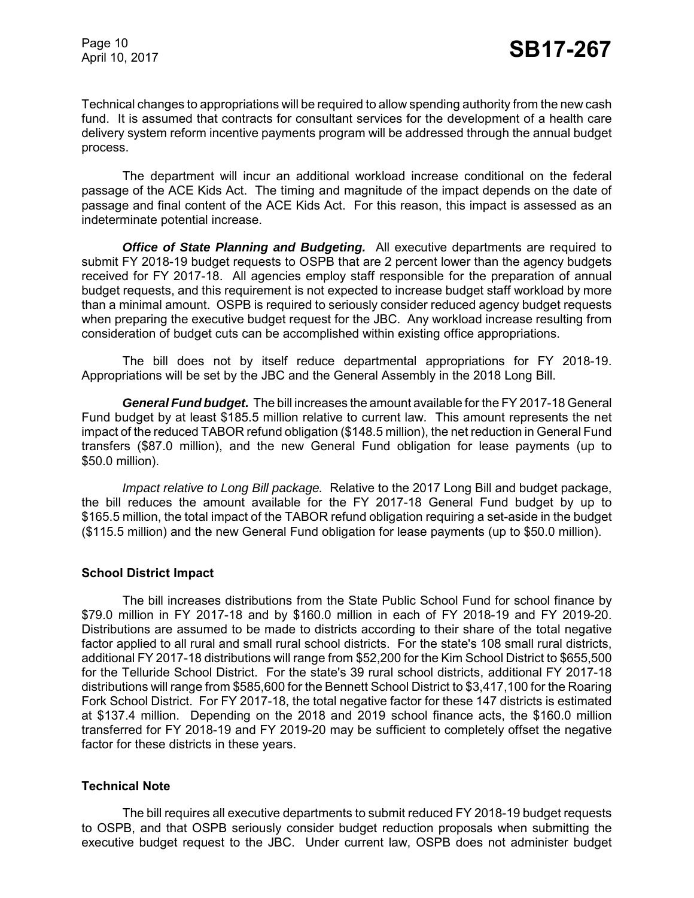Technical changes to appropriations will be required to allow spending authority from the new cash fund. It is assumed that contracts for consultant services for the development of a health care delivery system reform incentive payments program will be addressed through the annual budget process.

The department will incur an additional workload increase conditional on the federal passage of the ACE Kids Act. The timing and magnitude of the impact depends on the date of passage and final content of the ACE Kids Act. For this reason, this impact is assessed as an indeterminate potential increase.

***Office of State Planning and Budgeting.*** All executive departments are required to submit FY 2018-19 budget requests to OSPB that are 2 percent lower than the agency budgets received for FY 2017-18. All agencies employ staff responsible for the preparation of annual budget requests, and this requirement is not expected to increase budget staff workload by more than a minimal amount. OSPB is required to seriously consider reduced agency budget requests when preparing the executive budget request for the JBC. Any workload increase resulting from consideration of budget cuts can be accomplished within existing office appropriations.

The bill does not by itself reduce departmental appropriations for FY 2018-19. Appropriations will be set by the JBC and the General Assembly in the 2018 Long Bill.

***General Fund budget.*** The bill increases the amount available for the FY 2017-18 General Fund budget by at least $185.5 million relative to current law. This amount represents the net impact of the reduced TABOR refund obligation ($148.5 million), the net reduction in General Fund transfers ($87.0 million), and the new General Fund obligation for lease payments (up to $50.0 million).

*Impact relative to Long Bill package.* Relative to the 2017 Long Bill and budget package, the bill reduces the amount available for the FY 2017-18 General Fund budget by up to $165.5 million, the total impact of the TABOR refund obligation requiring a set-aside in the budget ($115.5 million) and the new General Fund obligation for lease payments (up to $50.0 million).

**School District Impact**

The bill increases distributions from the State Public School Fund for school finance by $79.0 million in FY 2017-18 and by $160.0 million in each of FY 2018-19 and FY 2019-20. Distributions are assumed to be made to districts according to their share of the total negative factor applied to all rural and small rural school districts. For the state's 108 small rural districts, additional FY 2017-18 distributions will range from $52,200 for the Kim School District to $655,500 for the Telluride School District. For the state's 39 rural school districts, additional FY 2017-18 distributions will range from $585,600 for the Bennett School District to $3,417,100 for the Roaring Fork School District. For FY 2017-18, the total negative factor for these 147 districts is estimated at $137.4 million. Depending on the 2018 and 2019 school finance acts, the $160.0 million transferred for FY 2018-19 and FY 2019-20 may be sufficient to completely offset the negative factor for these districts in these years.

**Technical Note**

The bill requires all executive departments to submit reduced FY 2018-19 budget requests to OSPB, and that OSPB seriously consider budget reduction proposals when submitting the executive budget request to the JBC. Under current law, OSPB does not administer budget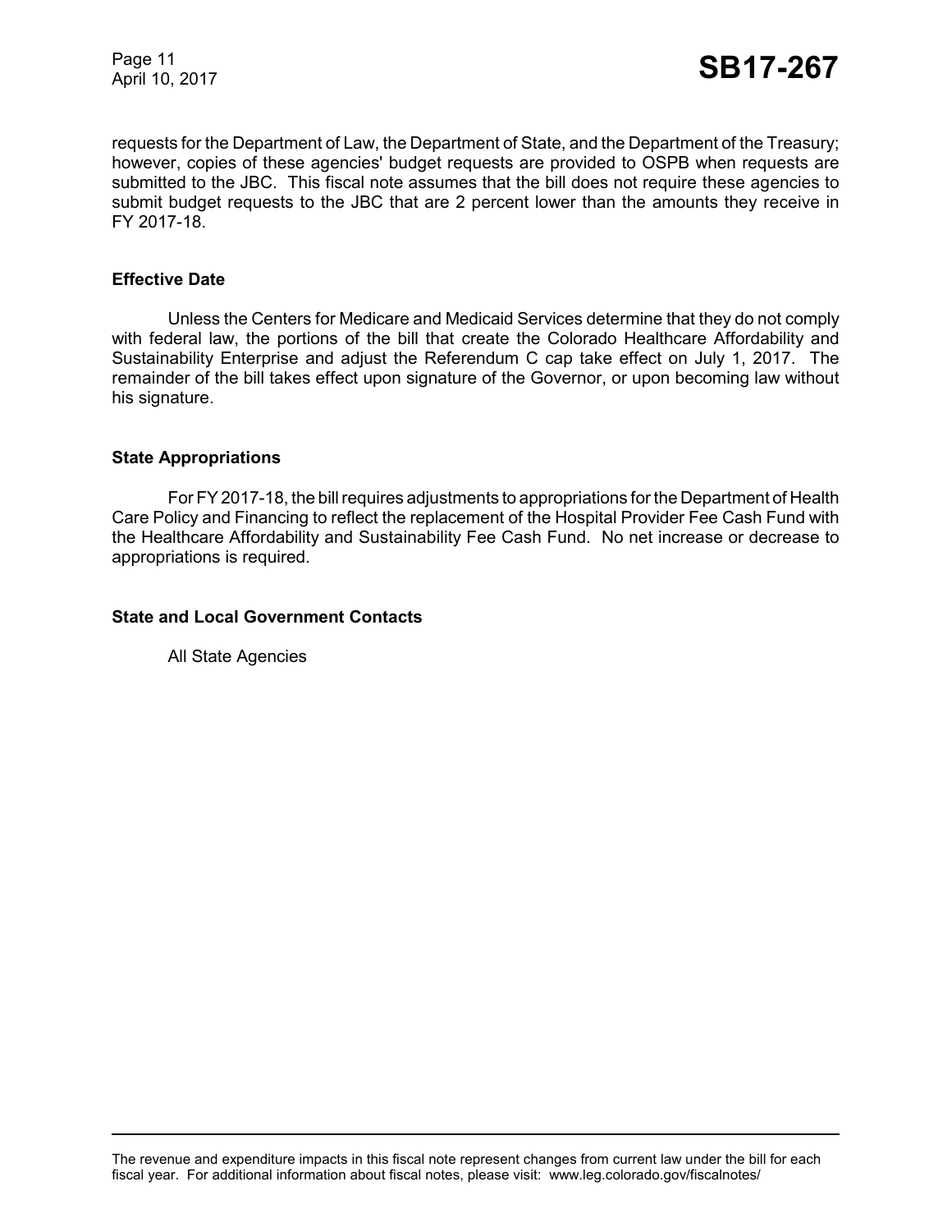requests for the Department of Law, the Department of State, and the Department of the Treasury; however, copies of these agencies' budget requests are provided to OSPB when requests are submitted to the JBC. This fiscal note assumes that the bill does not require these agencies to submit budget requests to the JBC that are 2 percent lower than the amounts they receive in FY 2017-18.

### Effective Date

Unless the Centers for Medicare and Medicaid Services determine that they do not comply with federal law, the portions of the bill that create the Colorado Healthcare Affordability and Sustainability Enterprise and adjust the Referendum C cap take effect on July 1, 2017. The remainder of the bill takes effect upon signature of the Governor, or upon becoming law without his signature.

### State Appropriations

For FY 2017-18, the bill requires adjustments to appropriations for the Department of Health Care Policy and Financing to reflect the replacement of the Hospital Provider Fee Cash Fund with the Healthcare Affordability and Sustainability Fee Cash Fund. No net increase or decrease to appropriations is required.

### State and Local Government Contacts

All State Agencies

The revenue and expenditure impacts in this fiscal note represent changes from current law under the bill for each fiscal year. For additional information about fiscal notes, please visit: www.leg.colorado.gov/fiscalnotes/